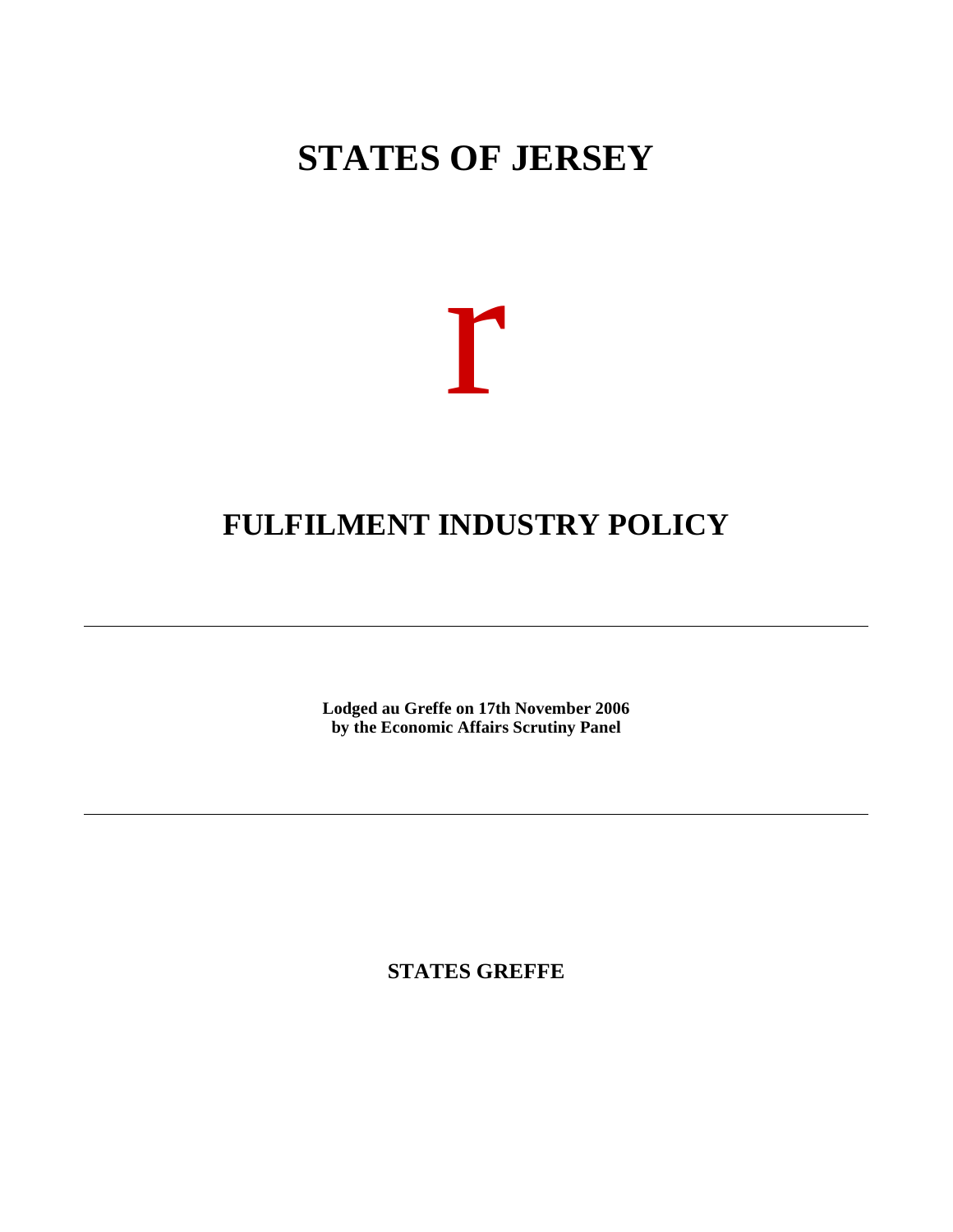# STATES OF JERSEY

r

# FULFILMENT INDUSTRY POLICY

---

**Lodged au Greffe on 17th November 2006**
**by the Economic Affairs Scrutiny Panel**

---

**STATES GREFFE**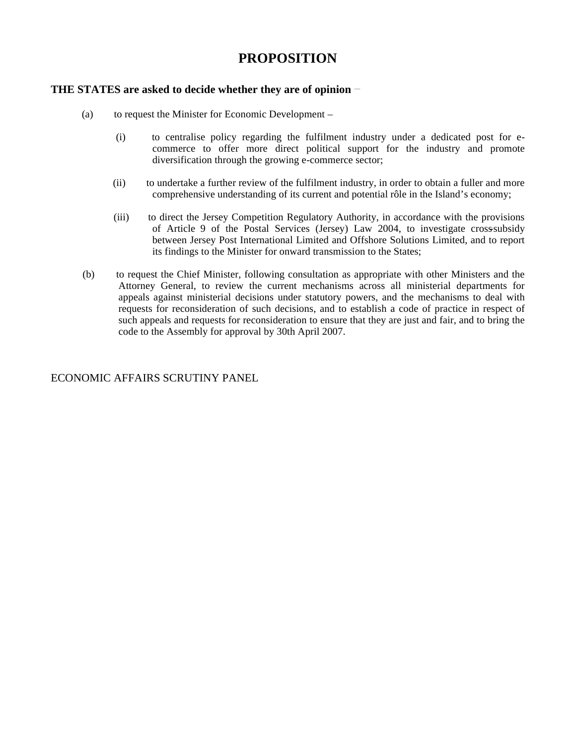# PROPOSITION

**THE STATES are asked to decide whether they are of opinion** −

(a) to request the Minister for Economic Development –

(i) to centralise policy regarding the fulfilment industry under a dedicated post for e-commerce to offer more direct political support for the industry and promote diversification through the growing e-commerce sector;

(ii) to undertake a further review of the fulfilment industry, in order to obtain a fuller and more comprehensive understanding of its current and potential rôle in the Island's economy;

(iii) to direct the Jersey Competition Regulatory Authority, in accordance with the provisions of Article 9 of the Postal Services (Jersey) Law 2004, to investigate cross-subsidy between Jersey Post International Limited and Offshore Solutions Limited, and to report its findings to the Minister for onward transmission to the States;

(b) to request the Chief Minister, following consultation as appropriate with other Ministers and the Attorney General, to review the current mechanisms across all ministerial departments for appeals against ministerial decisions under statutory powers, and the mechanisms to deal with requests for reconsideration of such decisions, and to establish a code of practice in respect of such appeals and requests for reconsideration to ensure that they are just and fair, and to bring the code to the Assembly for approval by 30th April 2007.

ECONOMIC AFFAIRS SCRUTINY PANEL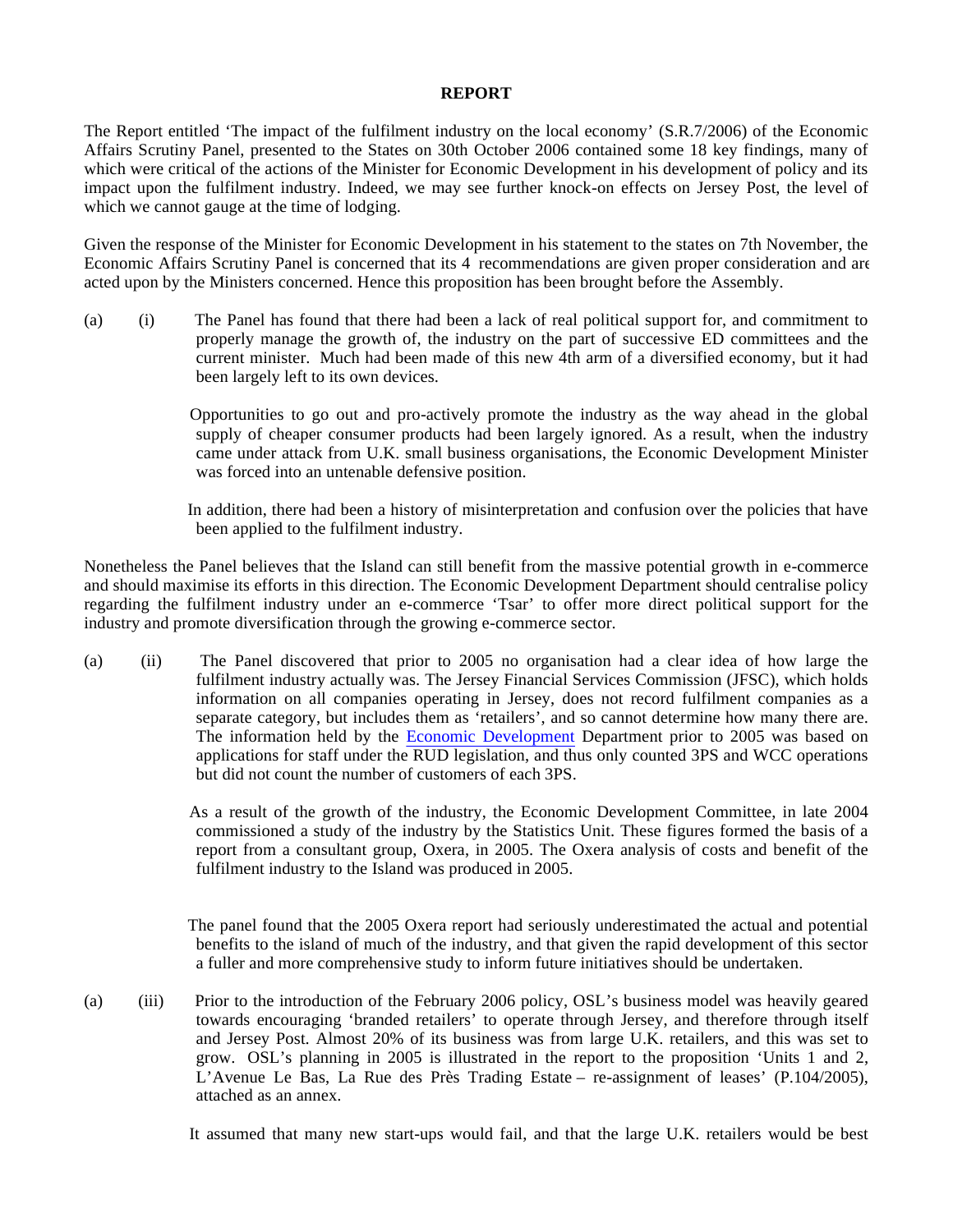**REPORT**

The Report entitled 'The impact of the fulfilment industry on the local economy' (S.R.7/2006) of the Economic Affairs Scrutiny Panel, presented to the States on 30th October 2006 contained some 18 key findings, many of which were critical of the actions of the Minister for Economic Development in his development of policy and its impact upon the fulfilment industry. Indeed, we may see further knock-on effects on Jersey Post, the level of which we cannot gauge at the time of lodging.

Given the response of the Minister for Economic Development in his statement to the states on 7th November, the Economic Affairs Scrutiny Panel is concerned that its 4 recommendations are given proper consideration and are acted upon by the Ministers concerned. Hence this proposition has been brought before the Assembly.

(a) (i) The Panel has found that there had been a lack of real political support for, and commitment to properly manage the growth of, the industry on the part of successive ED committees and the current minister. Much had been made of this new 4th arm of a diversified economy, but it had been largely left to its own devices.

Opportunities to go out and pro-actively promote the industry as the way ahead in the global supply of cheaper consumer products had been largely ignored. As a result, when the industry came under attack from U.K. small business organisations, the Economic Development Minister was forced into an untenable defensive position.

In addition, there had been a history of misinterpretation and confusion over the policies that have been applied to the fulfilment industry.

Nonetheless the Panel believes that the Island can still benefit from the massive potential growth in e-commerce and should maximise its efforts in this direction. The Economic Development Department should centralise policy regarding the fulfilment industry under an e-commerce 'Tsar' to offer more direct political support for the industry and promote diversification through the growing e-commerce sector.

(a) (ii) The Panel discovered that prior to 2005 no organisation had a clear idea of how large the fulfilment industry actually was. The Jersey Financial Services Commission (JFSC), which holds information on all companies operating in Jersey, does not record fulfilment companies as a separate category, but includes them as 'retailers', and so cannot determine how many there are. The information held by the Economic Development Department prior to 2005 was based on applications for staff under the RUD legislation, and thus only counted 3PS and WCC operations but did not count the number of customers of each 3PS.

As a result of the growth of the industry, the Economic Development Committee, in late 2004 commissioned a study of the industry by the Statistics Unit. These figures formed the basis of a report from a consultant group, Oxera, in 2005. The Oxera analysis of costs and benefit of the fulfilment industry to the Island was produced in 2005.

The panel found that the 2005 Oxera report had seriously underestimated the actual and potential benefits to the island of much of the industry, and that given the rapid development of this sector a fuller and more comprehensive study to inform future initiatives should be undertaken.

(a) (iii) Prior to the introduction of the February 2006 policy, OSL's business model was heavily geared towards encouraging 'branded retailers' to operate through Jersey, and therefore through itself and Jersey Post. Almost 20% of its business was from large U.K. retailers, and this was set to grow. OSL's planning in 2005 is illustrated in the report to the proposition 'Units 1 and 2, L'Avenue Le Bas, La Rue des Près Trading Estate – re-assignment of leases' (P.104/2005), attached as an annex.

It assumed that many new start-ups would fail, and that the large U.K. retailers would be best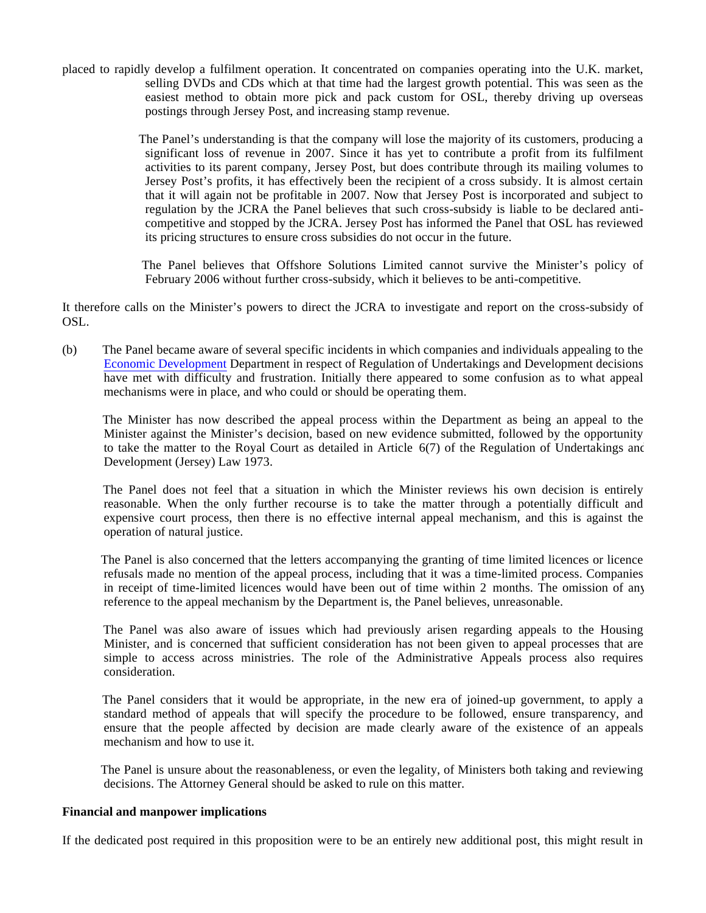placed to rapidly develop a fulfilment operation. It concentrated on companies operating into the U.K. market, selling DVDs and CDs which at that time had the largest growth potential. This was seen as the easiest method to obtain more pick and pack custom for OSL, thereby driving up overseas postings through Jersey Post, and increasing stamp revenue.

The Panel's understanding is that the company will lose the majority of its customers, producing a significant loss of revenue in 2007. Since it has yet to contribute a profit from its fulfilment activities to its parent company, Jersey Post, but does contribute through its mailing volumes to Jersey Post's profits, it has effectively been the recipient of a cross subsidy. It is almost certain that it will again not be profitable in 2007. Now that Jersey Post is incorporated and subject to regulation by the JCRA the Panel believes that such cross-subsidy is liable to be declared anti-competitive and stopped by the JCRA. Jersey Post has informed the Panel that OSL has reviewed its pricing structures to ensure cross subsidies do not occur in the future.

The Panel believes that Offshore Solutions Limited cannot survive the Minister's policy of February 2006 without further cross-subsidy, which it believes to be anti-competitive.

It therefore calls on the Minister's powers to direct the JCRA to investigate and report on the cross-subsidy of OSL.

(b) The Panel became aware of several specific incidents in which companies and individuals appealing to the Economic Development Department in respect of Regulation of Undertakings and Development decisions have met with difficulty and frustration. Initially there appeared to some confusion as to what appeal mechanisms were in place, and who could or should be operating them.

The Minister has now described the appeal process within the Department as being an appeal to the Minister against the Minister's decision, based on new evidence submitted, followed by the opportunity to take the matter to the Royal Court as detailed in Article 6(7) of the Regulation of Undertakings and Development (Jersey) Law 1973.

The Panel does not feel that a situation in which the Minister reviews his own decision is entirely reasonable. When the only further recourse is to take the matter through a potentially difficult and expensive court process, then there is no effective internal appeal mechanism, and this is against the operation of natural justice.

The Panel is also concerned that the letters accompanying the granting of time limited licences or licence refusals made no mention of the appeal process, including that it was a time-limited process. Companies in receipt of time-limited licences would have been out of time within 2 months. The omission of any reference to the appeal mechanism by the Department is, the Panel believes, unreasonable.

The Panel was also aware of issues which had previously arisen regarding appeals to the Housing Minister, and is concerned that sufficient consideration has not been given to appeal processes that are simple to access across ministries. The role of the Administrative Appeals process also requires consideration.

The Panel considers that it would be appropriate, in the new era of joined-up government, to apply a standard method of appeals that will specify the procedure to be followed, ensure transparency, and ensure that the people affected by decision are made clearly aware of the existence of an appeals mechanism and how to use it.

The Panel is unsure about the reasonableness, or even the legality, of Ministers both taking and reviewing decisions. The Attorney General should be asked to rule on this matter.

**Financial and manpower implications**

If the dedicated post required in this proposition were to be an entirely new additional post, this might result in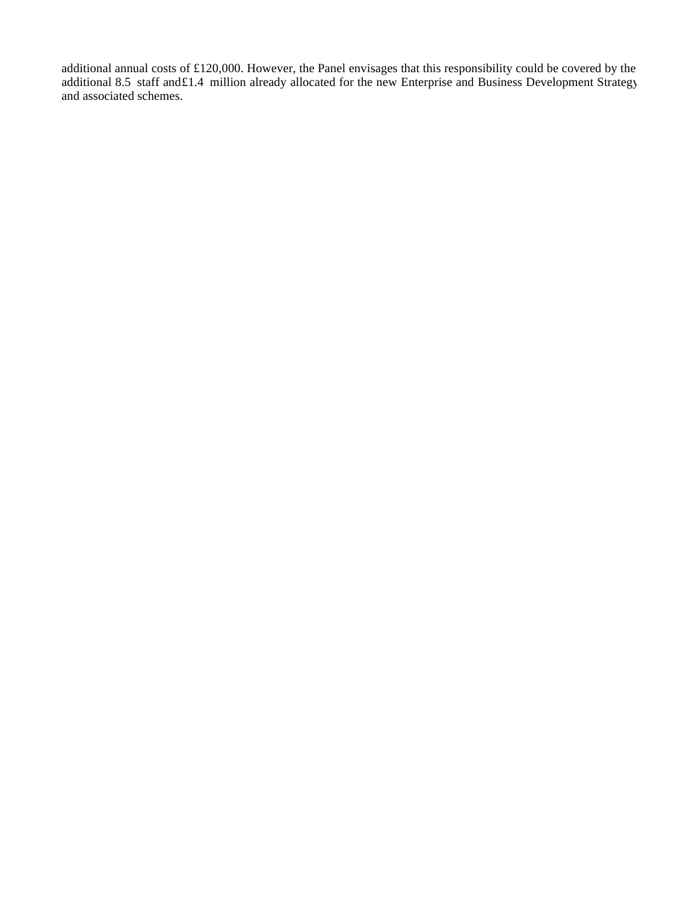additional annual costs of £120,000. However, the Panel envisages that this responsibility could be covered by the additional 8.5 staff and £1.4 million already allocated for the new Enterprise and Business Development Strategy and associated schemes.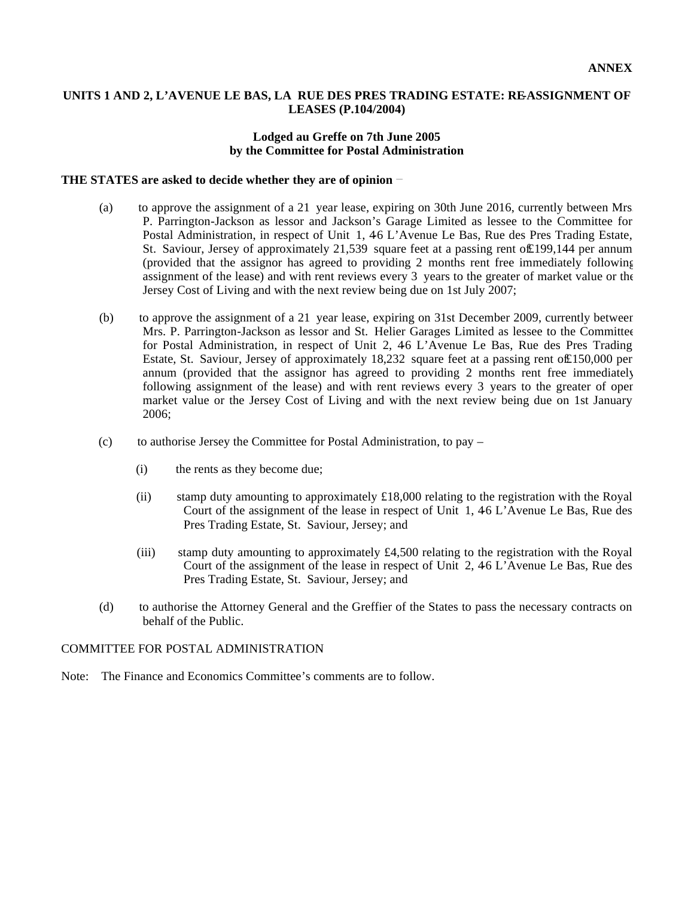**ANNEX**

**UNITS 1 AND 2, L'AVENUE LE BAS, LA RUE DES PRES TRADING ESTATE: RE-ASSIGNMENT OF LEASES (P.104/2004)**

**Lodged au Greffe on 7th June 2005**
**by the Committee for Postal Administration**

**THE STATES are asked to decide whether they are of opinion** −

(a) to approve the assignment of a 21 year lease, expiring on 30th June 2016, currently between Mrs. P. Parrington-Jackson as lessor and Jackson's Garage Limited as lessee to the Committee for Postal Administration, in respect of Unit 1, 4-6 L'Avenue Le Bas, Rue des Pres Trading Estate, St. Saviour, Jersey of approximately 21,539 square feet at a passing rent of £199,144 per annum (provided that the assignor has agreed to providing 2 months rent free immediately following assignment of the lease) and with rent reviews every 3 years to the greater of market value or the Jersey Cost of Living and with the next review being due on 1st July 2007;

(b) to approve the assignment of a 21 year lease, expiring on 31st December 2009, currently between Mrs. P. Parrington-Jackson as lessor and St. Helier Garages Limited as lessee to the Committee for Postal Administration, in respect of Unit 2, 4-6 L'Avenue Le Bas, Rue des Pres Trading Estate, St. Saviour, Jersey of approximately 18,232 square feet at a passing rent of £150,000 per annum (provided that the assignor has agreed to providing 2 months rent free immediately following assignment of the lease) and with rent reviews every 3 years to the greater of open market value or the Jersey Cost of Living and with the next review being due on 1st January 2006;

(c) to authorise Jersey the Committee for Postal Administration, to pay –

(i) the rents as they become due;

(ii) stamp duty amounting to approximately £18,000 relating to the registration with the Royal Court of the assignment of the lease in respect of Unit 1, 4-6 L'Avenue Le Bas, Rue des Pres Trading Estate, St. Saviour, Jersey; and

(iii) stamp duty amounting to approximately £4,500 relating to the registration with the Royal Court of the assignment of the lease in respect of Unit 2, 4-6 L'Avenue Le Bas, Rue des Pres Trading Estate, St. Saviour, Jersey; and

(d) to authorise the Attorney General and the Greffier of the States to pass the necessary contracts on behalf of the Public.

COMMITTEE FOR POSTAL ADMINISTRATION

Note: The Finance and Economics Committee's comments are to follow.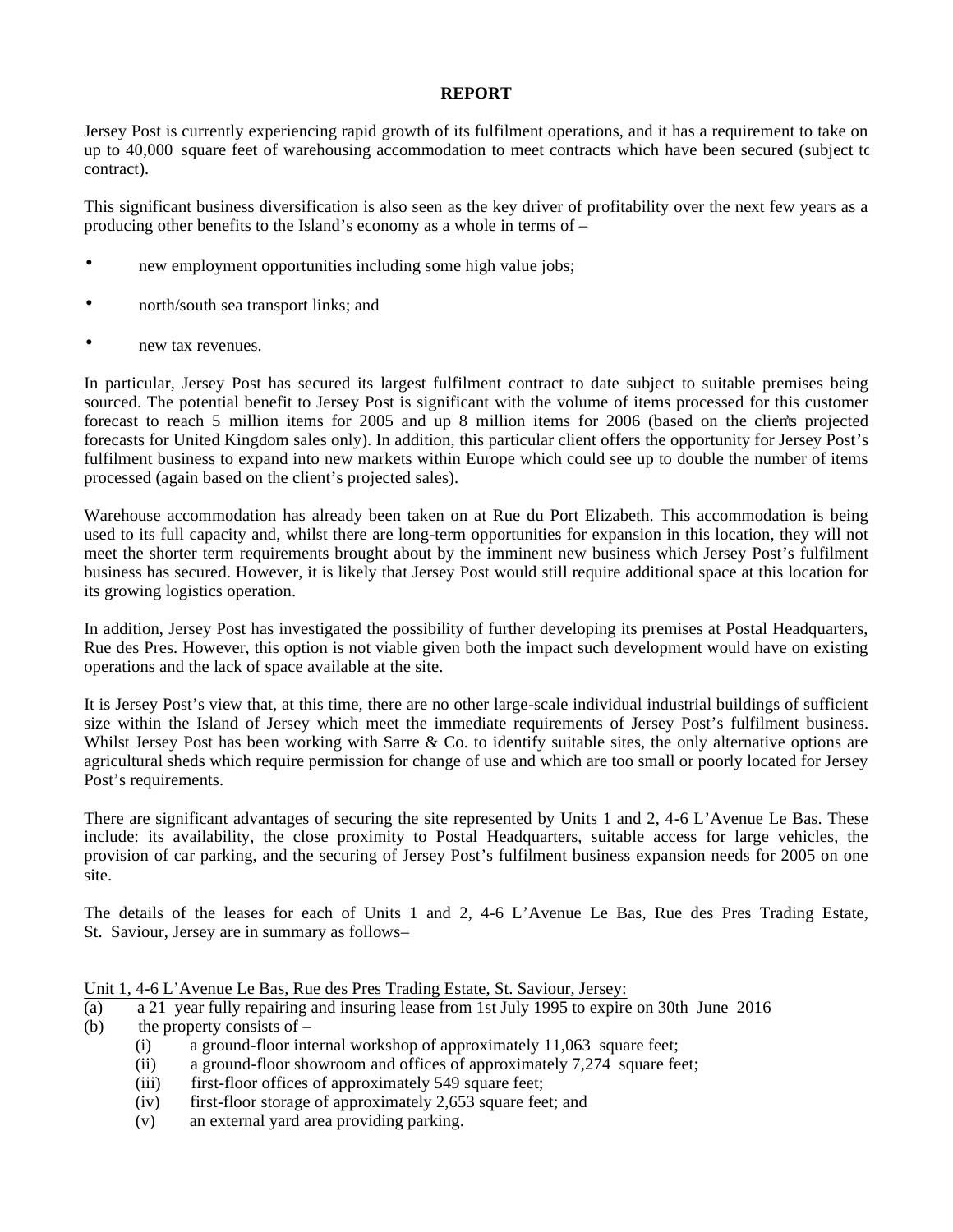**REPORT**

Jersey Post is currently experiencing rapid growth of its fulfilment operations, and it has a requirement to take on up to 40,000 square feet of warehousing accommodation to meet contracts which have been secured (subject to contract).

This significant business diversification is also seen as the key driver of profitability over the next few years as a producing other benefits to the Island's economy as a whole in terms of –

- new employment opportunities including some high value jobs;
- north/south sea transport links; and
- new tax revenues.

In particular, Jersey Post has secured its largest fulfilment contract to date subject to suitable premises being sourced. The potential benefit to Jersey Post is significant with the volume of items processed for this customer forecast to reach 5 million items for 2005 and up 8 million items for 2006 (based on the client's projected forecasts for United Kingdom sales only). In addition, this particular client offers the opportunity for Jersey Post's fulfilment business to expand into new markets within Europe which could see up to double the number of items processed (again based on the client's projected sales).

Warehouse accommodation has already been taken on at Rue du Port Elizabeth. This accommodation is being used to its full capacity and, whilst there are long-term opportunities for expansion in this location, they will not meet the shorter term requirements brought about by the imminent new business which Jersey Post's fulfilment business has secured. However, it is likely that Jersey Post would still require additional space at this location for its growing logistics operation.

In addition, Jersey Post has investigated the possibility of further developing its premises at Postal Headquarters, Rue des Pres. However, this option is not viable given both the impact such development would have on existing operations and the lack of space available at the site.

It is Jersey Post's view that, at this time, there are no other large-scale individual industrial buildings of sufficient size within the Island of Jersey which meet the immediate requirements of Jersey Post's fulfilment business. Whilst Jersey Post has been working with Sarre & Co. to identify suitable sites, the only alternative options are agricultural sheds which require permission for change of use and which are too small or poorly located for Jersey Post's requirements.

There are significant advantages of securing the site represented by Units 1 and 2, 4-6 L'Avenue Le Bas. These include: its availability, the close proximity to Postal Headquarters, suitable access for large vehicles, the provision of car parking, and the securing of Jersey Post's fulfilment business expansion needs for 2005 on one site.

The details of the leases for each of Units 1 and 2, 4-6 L'Avenue Le Bas, Rue des Pres Trading Estate, St. Saviour, Jersey are in summary as follows–

<u>Unit 1, 4-6 L'Avenue Le Bas, Rue des Pres Trading Estate, St. Saviour, Jersey:</u>

(a) a 21 year fully repairing and insuring lease from 1st July 1995 to expire on 30th June 2016

(b) the property consists of –

  (i) a ground-floor internal workshop of approximately 11,063 square feet;

  (ii) a ground-floor showroom and offices of approximately 7,274 square feet;

  (iii) first-floor offices of approximately 549 square feet;

  (iv) first-floor storage of approximately 2,653 square feet; and

  (v) an external yard area providing parking.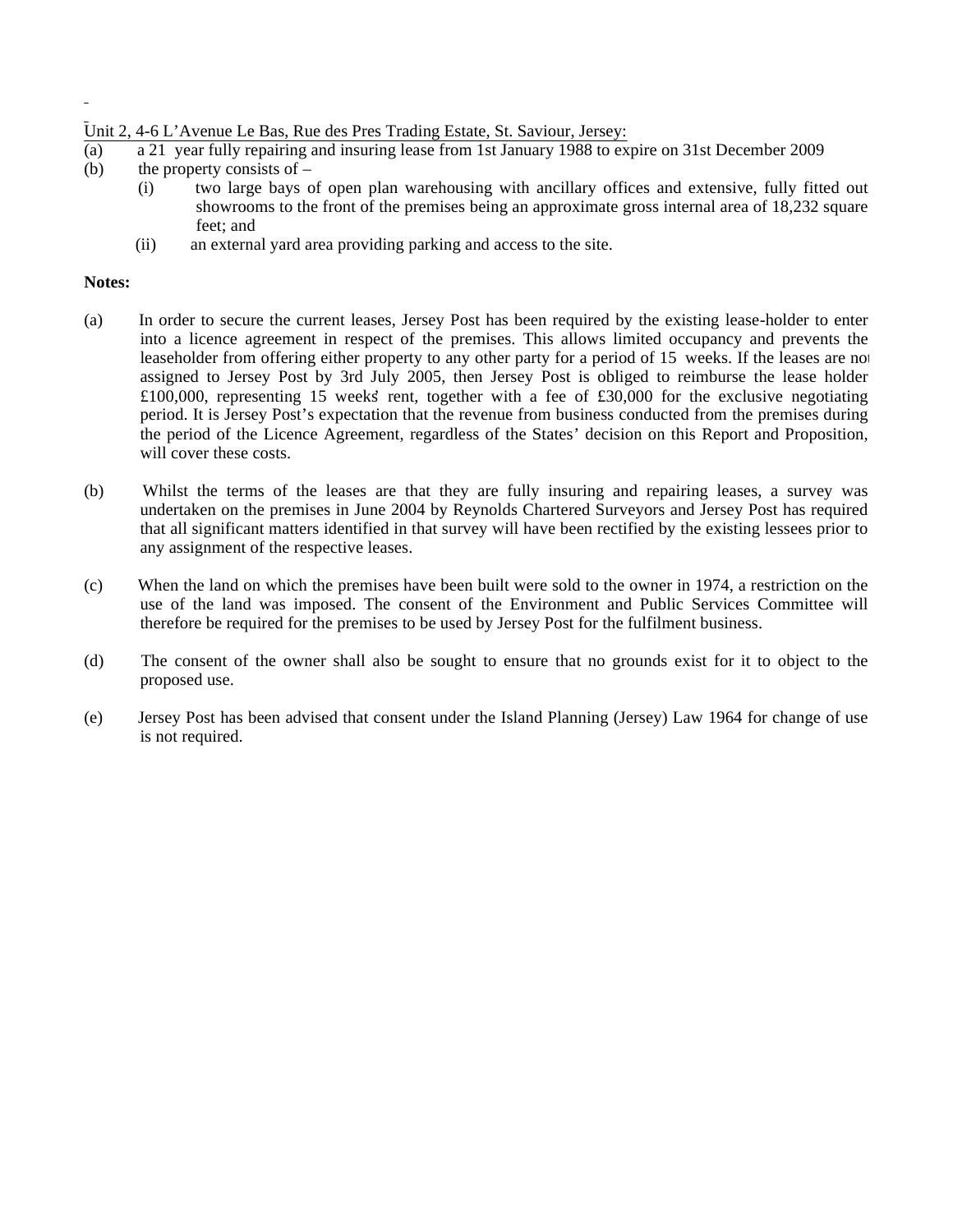Unit 2, 4-6 L'Avenue Le Bas, Rue des Pres Trading Estate, St. Saviour, Jersey:

(a) a 21 year fully repairing and insuring lease from 1st January 1988 to expire on 31st December 2009

(b) the property consists of –

   (i) two large bays of open plan warehousing with ancillary offices and extensive, fully fitted out showrooms to the front of the premises being an approximate gross internal area of 18,232 square feet; and

   (ii) an external yard area providing parking and access to the site.

**Notes:**

(a) In order to secure the current leases, Jersey Post has been required by the existing lease-holder to enter into a licence agreement in respect of the premises. This allows limited occupancy and prevents the leaseholder from offering either property to any other party for a period of 15 weeks. If the leases are not assigned to Jersey Post by 3rd July 2005, then Jersey Post is obliged to reimburse the lease holder £100,000, representing 15 weeks' rent, together with a fee of £30,000 for the exclusive negotiating period. It is Jersey Post's expectation that the revenue from business conducted from the premises during the period of the Licence Agreement, regardless of the States' decision on this Report and Proposition, will cover these costs.

(b) Whilst the terms of the leases are that they are fully insuring and repairing leases, a survey was undertaken on the premises in June 2004 by Reynolds Chartered Surveyors and Jersey Post has required that all significant matters identified in that survey will have been rectified by the existing lessees prior to any assignment of the respective leases.

(c) When the land on which the premises have been built were sold to the owner in 1974, a restriction on the use of the land was imposed. The consent of the Environment and Public Services Committee will therefore be required for the premises to be used by Jersey Post for the fulfilment business.

(d) The consent of the owner shall also be sought to ensure that no grounds exist for it to object to the proposed use.

(e) Jersey Post has been advised that consent under the Island Planning (Jersey) Law 1964 for change of use is not required.